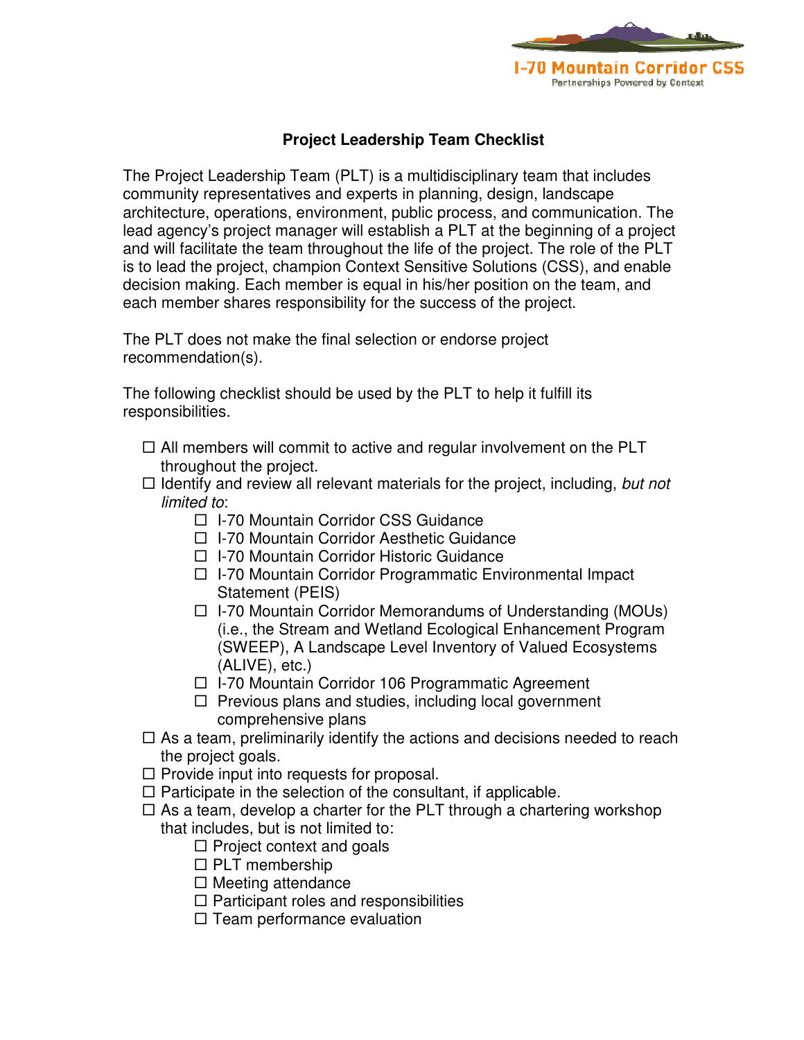I-70 Mountain Corridor CSS

Partnerships Powered by Context

## Project Leadership Team Checklist

The Project Leadership Team (PLT) is a multidisciplinary team that includes community representatives and experts in planning, design, landscape architecture, operations, environment, public process, and communication. The lead agency's project manager will establish a PLT at the beginning of a project and will facilitate the team throughout the life of the project. The role of the PLT is to lead the project, champion Context Sensitive Solutions (CSS), and enable decision making. Each member is equal in his/her position on the team, and each member shares responsibility for the success of the project.

The PLT does not make the final selection or endorse project recommendation(s).

The following checklist should be used by the PLT to help it fulfill its responsibilities.

- ☐ All members will commit to active and regular involvement on the PLT throughout the project.
- ☐ Identify and review all relevant materials for the project, including, *but not limited to*:
  - ☐ I-70 Mountain Corridor CSS Guidance
  - ☐ I-70 Mountain Corridor Aesthetic Guidance
  - ☐ I-70 Mountain Corridor Historic Guidance
  - ☐ I-70 Mountain Corridor Programmatic Environmental Impact Statement (PEIS)
  - ☐ I-70 Mountain Corridor Memorandums of Understanding (MOUs) (i.e., the Stream and Wetland Ecological Enhancement Program (SWEEP), A Landscape Level Inventory of Valued Ecosystems (ALIVE), etc.)
  - ☐ I-70 Mountain Corridor 106 Programmatic Agreement
  - ☐ Previous plans and studies, including local government comprehensive plans
- ☐ As a team, preliminarily identify the actions and decisions needed to reach the project goals.
- ☐ Provide input into requests for proposal.
- ☐ Participate in the selection of the consultant, if applicable.
- ☐ As a team, develop a charter for the PLT through a chartering workshop that includes, but is not limited to:
  - ☐ Project context and goals
  - ☐ PLT membership
  - ☐ Meeting attendance
  - ☐ Participant roles and responsibilities
  - ☐ Team performance evaluation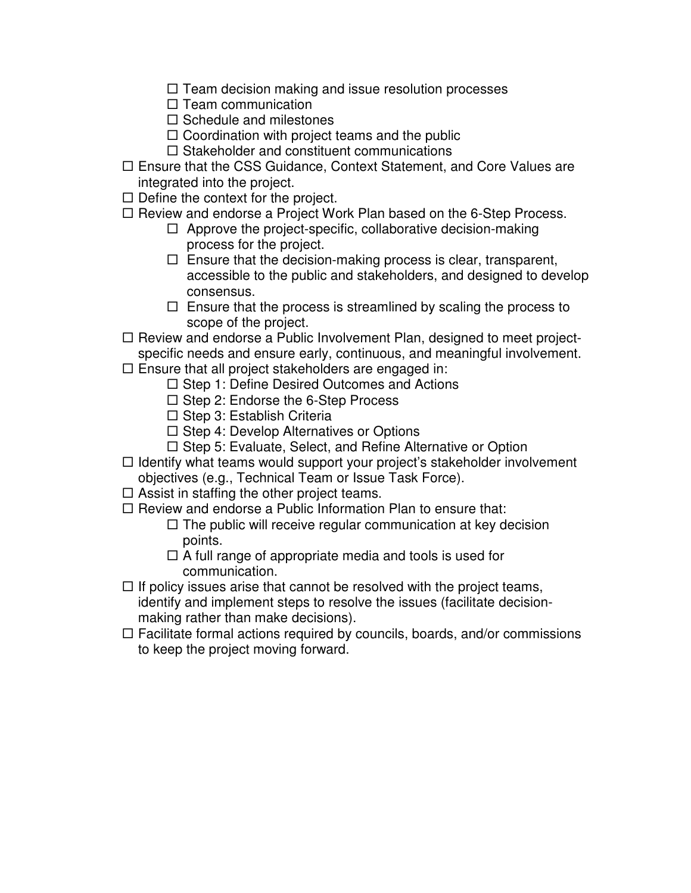- ☐ Team decision making and issue resolution processes
    - ☐ Team communication
    - ☐ Schedule and milestones
    - ☐ Coordination with project teams and the public
    - ☐ Stakeholder and constituent communications
- ☐ Ensure that the CSS Guidance, Context Statement, and Core Values are integrated into the project.
- ☐ Define the context for the project.
- ☐ Review and endorse a Project Work Plan based on the 6-Step Process.
    - ☐ Approve the project-specific, collaborative decision-making process for the project.
    - ☐ Ensure that the decision-making process is clear, transparent, accessible to the public and stakeholders, and designed to develop consensus.
    - ☐ Ensure that the process is streamlined by scaling the process to scope of the project.
- ☐ Review and endorse a Public Involvement Plan, designed to meet project-specific needs and ensure early, continuous, and meaningful involvement.
- ☐ Ensure that all project stakeholders are engaged in:
    - ☐ Step 1: Define Desired Outcomes and Actions
    - ☐ Step 2: Endorse the 6-Step Process
    - ☐ Step 3: Establish Criteria
    - ☐ Step 4: Develop Alternatives or Options
    - ☐ Step 5: Evaluate, Select, and Refine Alternative or Option
- ☐ Identify what teams would support your project's stakeholder involvement objectives (e.g., Technical Team or Issue Task Force).
- ☐ Assist in staffing the other project teams.
- ☐ Review and endorse a Public Information Plan to ensure that:
    - ☐ The public will receive regular communication at key decision points.
    - ☐ A full range of appropriate media and tools is used for communication.
- ☐ If policy issues arise that cannot be resolved with the project teams, identify and implement steps to resolve the issues (facilitate decision-making rather than make decisions).
- ☐ Facilitate formal actions required by councils, boards, and/or commissions to keep the project moving forward.